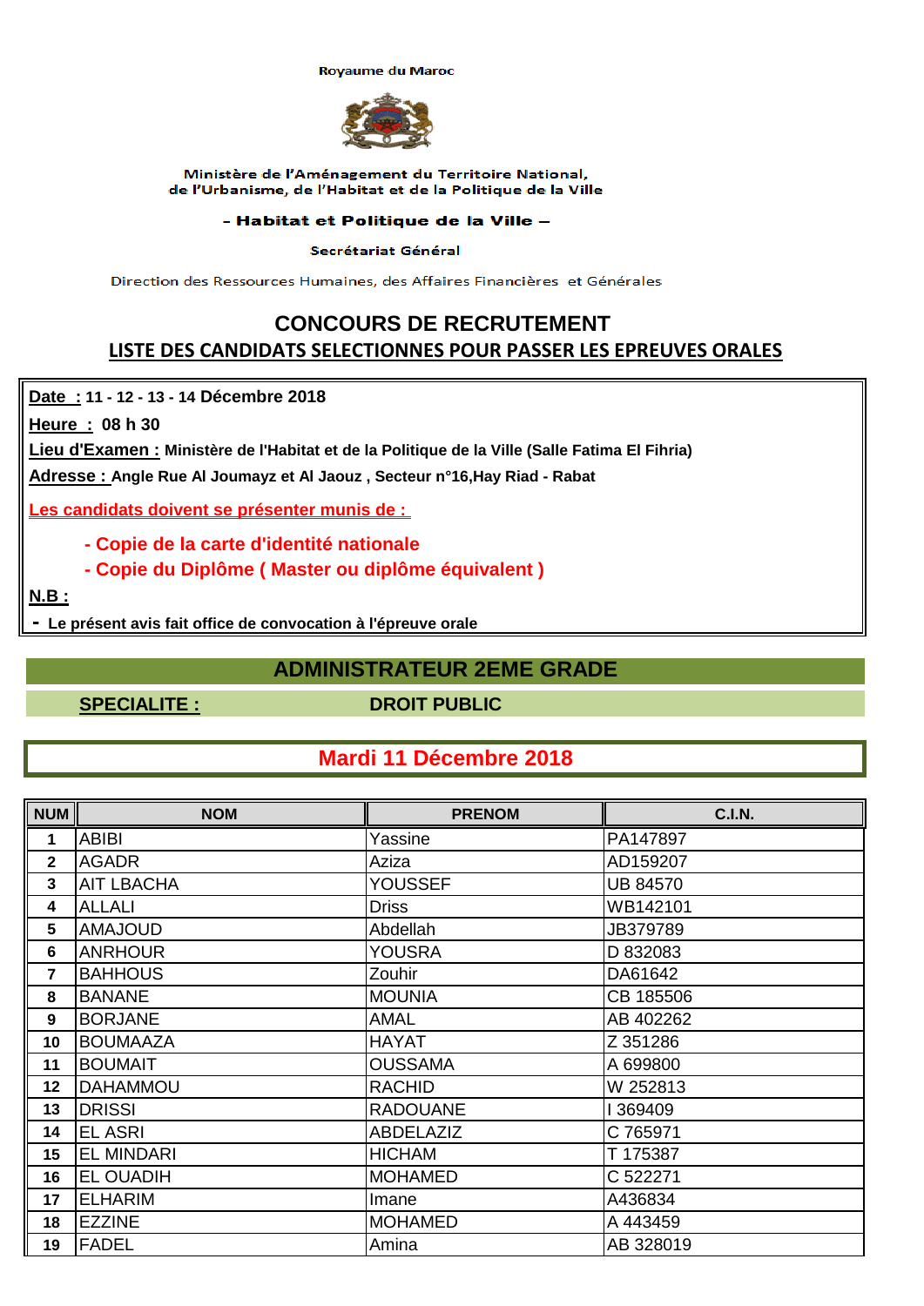Royaume du Maroc

Ministère de l'Aménagement du Territoire National,
de l'Urbanisme, de l'Habitat et de la Politique de la Ville

**– Habitat et Politique de la Ville –**

Secrétariat Général

Direction des Ressources Humaines, des Affaires Financières et Générales

# CONCOURS DE RECRUTEMENT

## LISTE DES CANDIDATS SELECTIONNES POUR PASSER LES EPREUVES ORALES

**Date :** 11 - 12 - 13 - 14 Décembre 2018

**Heure :** 08 h 30

**Lieu d'Examen :** Ministère de l'Habitat et de la Politique de la Ville (Salle Fatima El Fihria)

**Adresse :** Angle Rue Al Joumayz et Al Jaouz , Secteur n°16,Hay Riad - Rabat

**Les candidats doivent se présenter munis de :**

- Copie de la carte d'identité nationale
- Copie du Diplôme ( Master ou diplôme équivalent )

**N.B :**

- Le présent avis fait office de convocation à l'épreuve orale

### ADMINISTRATEUR 2EME GRADE

**SPECIALITE :** DROIT PUBLIC

### Mardi 11 Décembre 2018

| NUM | NOM | PRENOM | C.I.N. |
|---|---|---|---|
| 1 | ABIBI | Yassine | PA147897 |
| 2 | AGADR | Aziza | AD159207 |
| 3 | AIT LBACHA | YOUSSEF | UB 84570 |
| 4 | ALLALI | Driss | WB142101 |
| 5 | AMAJOUD | Abdellah | JB379789 |
| 6 | ANRHOUR | YOUSRA | D 832083 |
| 7 | BAHHOUS | Zouhir | DA61642 |
| 8 | BANANE | MOUNIA | CB 185506 |
| 9 | BORJANE | AMAL | AB 402262 |
| 10 | BOUMAAZA | HAYAT | Z 351286 |
| 11 | BOUMAIT | OUSSAMA | A 699800 |
| 12 | DAHAMMOU | RACHID | W 252813 |
| 13 | DRISSI | RADOUANE | I 369409 |
| 14 | EL ASRI | ABDELAZIZ | C 765971 |
| 15 | EL MINDARI | HICHAM | T 175387 |
| 16 | EL OUADIH | MOHAMED | C 522271 |
| 17 | ELHARIM | Imane | A436834 |
| 18 | EZZINE | MOHAMED | A 443459 |
| 19 | FADEL | Amina | AB 328019 |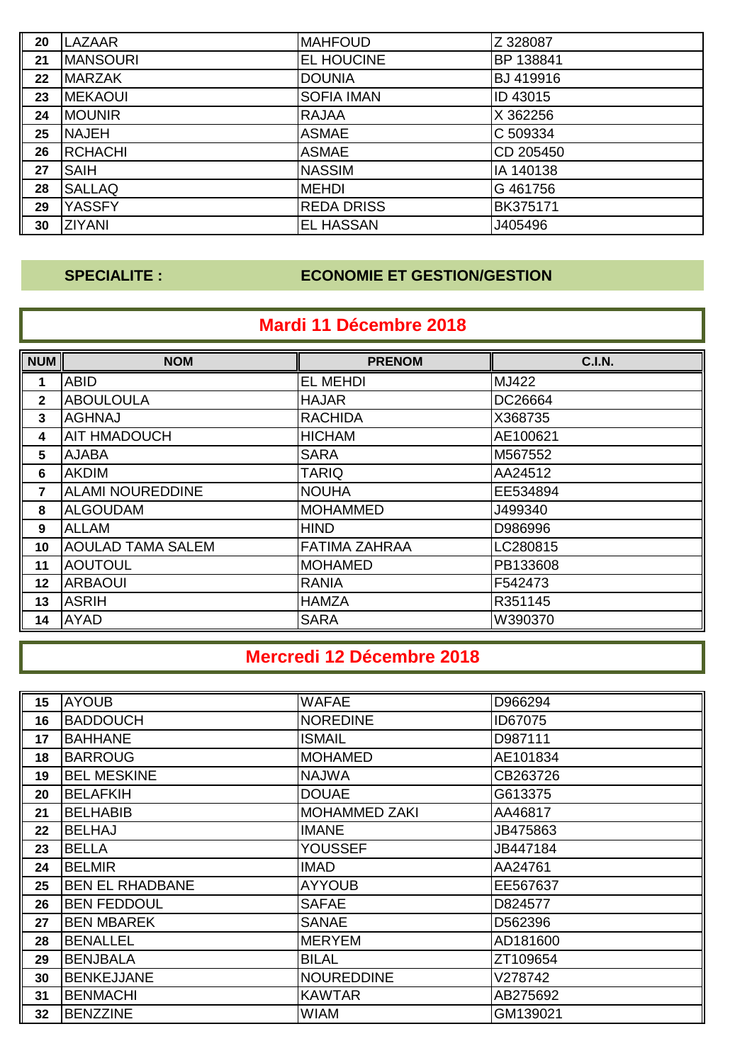| NUM | NOM | PRENOM | C.I.N. |
| --- | --- | --- | --- |
| 20 | LAZAAR | MAHFOUD | Z 328087 |
| 21 | MANSOURI | EL HOUCINE | BP 138841 |
| 22 | MARZAK | DOUNIA | BJ 419916 |
| 23 | MEKAOUI | SOFIA IMAN | ID 43015 |
| 24 | MOUNIR | RAJAA | X 362256 |
| 25 | NAJEH | ASMAE | C 509334 |
| 26 | RCHACHI | ASMAE | CD 205450 |
| 27 | SAIH | NASSIM | IA 140138 |
| 28 | SALLAQ | MEHDI | G 461756 |
| 29 | YASSFY | REDA DRISS | BK375171 |
| 30 | ZIYANI | EL HASSAN | J405496 |

**SPECIALITE :** **ECONOMIE ET GESTION/GESTION**

## Mardi 11 Décembre 2018

| NUM | NOM | PRENOM | C.I.N. |
| --- | --- | --- | --- |
| 1 | ABID | EL MEHDI | MJ422 |
| 2 | ABOULOULA | HAJAR | DC26664 |
| 3 | AGHNAJ | RACHIDA | X368735 |
| 4 | AIT HMADOUCH | HICHAM | AE100621 |
| 5 | AJABA | SARA | M567552 |
| 6 | AKDIM | TARIQ | AA24512 |
| 7 | ALAMI NOUREDDINE | NOUHA | EE534894 |
| 8 | ALGOUDAM | MOHAMMED | J499340 |
| 9 | ALLAM | HIND | D986996 |
| 10 | AOULAD TAMA SALEM | FATIMA ZAHRAA | LC280815 |
| 11 | AOUTOUL | MOHAMED | PB133608 |
| 12 | ARBAOUI | RANIA | F542473 |
| 13 | ASRIH | HAMZA | R351145 |
| 14 | AYAD | SARA | W390370 |

## Mercredi 12 Décembre 2018

| NUM | NOM | PRENOM | C.I.N. |
| --- | --- | --- | --- |
| 15 | AYOUB | WAFAE | D966294 |
| 16 | BADDOUCH | NOREDINE | ID67075 |
| 17 | BAHHANE | ISMAIL | D987111 |
| 18 | BARROUG | MOHAMED | AE101834 |
| 19 | BEL MESKINE | NAJWA | CB263726 |
| 20 | BELAFKIH | DOUAE | G613375 |
| 21 | BELHABIB | MOHAMMED ZAKI | AA46817 |
| 22 | BELHAJ | IMANE | JB475863 |
| 23 | BELLA | YOUSSEF | JB447184 |
| 24 | BELMIR | IMAD | AA24761 |
| 25 | BEN EL RHADBANE | AYYOUB | EE567637 |
| 26 | BEN FEDDOUL | SAFAE | D824577 |
| 27 | BEN MBAREK | SANAE | D562396 |
| 28 | BENALLEL | MERYEM | AD181600 |
| 29 | BENJBALA | BILAL | ZT109654 |
| 30 | BENKEJJANE | NOUREDDINE | V278742 |
| 31 | BENMACHI | KAWTAR | AB275692 |
| 32 | BENZZINE | WIAM | GM139021 |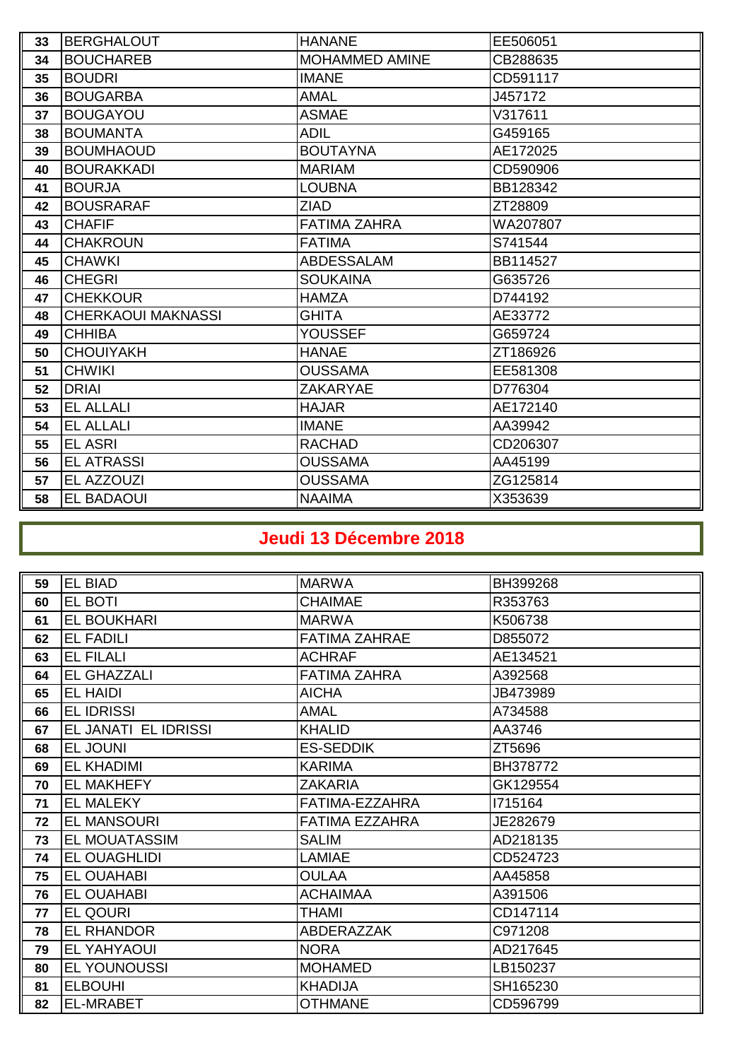| | | | |
|---|---|---|---|
| 33 | BERGHALOUT | HANANE | EE506051 |
| 34 | BOUCHAREB | MOHAMMED AMINE | CB288635 |
| 35 | BOUDRI | IMANE | CD591117 |
| 36 | BOUGARBA | AMAL | J457172 |
| 37 | BOUGAYOU | ASMAE | V317611 |
| 38 | BOUMANTA | ADIL | G459165 |
| 39 | BOUMHAOUD | BOUTAYNA | AE172025 |
| 40 | BOURAKKADI | MARIAM | CD590906 |
| 41 | BOURJA | LOUBNA | BB128342 |
| 42 | BOUSRARAF | ZIAD | ZT28809 |
| 43 | CHAFIF | FATIMA ZAHRA | WA207807 |
| 44 | CHAKROUN | FATIMA | S741544 |
| 45 | CHAWKI | ABDESSALAM | BB114527 |
| 46 | CHEGRI | SOUKAINA | G635726 |
| 47 | CHEKKOUR | HAMZA | D744192 |
| 48 | CHERKAOUI MAKNASSI | GHITA | AE33772 |
| 49 | CHHIBA | YOUSSEF | G659724 |
| 50 | CHOUIYAKH | HANAE | ZT186926 |
| 51 | CHWIKI | OUSSAMA | EE581308 |
| 52 | DRIAI | ZAKARYAE | D776304 |
| 53 | EL ALLALI | HAJAR | AE172140 |
| 54 | EL ALLALI | IMANE | AA39942 |
| 55 | EL ASRI | RACHAD | CD206307 |
| 56 | EL ATRASSI | OUSSAMA | AA45199 |
| 57 | EL AZZOUZI | OUSSAMA | ZG125814 |
| 58 | EL BADAOUI | NAAIMA | X353639 |

## Jeudi 13 Décembre 2018

| | | | |
|---|---|---|---|
| 59 | EL BIAD | MARWA | BH399268 |
| 60 | EL BOTI | CHAIMAE | R353763 |
| 61 | EL BOUKHARI | MARWA | K506738 |
| 62 | EL FADILI | FATIMA ZAHRAE | D855072 |
| 63 | EL FILALI | ACHRAF | AE134521 |
| 64 | EL GHAZZALI | FATIMA ZAHRA | A392568 |
| 65 | EL HAIDI | AICHA | JB473989 |
| 66 | EL IDRISSI | AMAL | A734588 |
| 67 | EL JANATI EL IDRISSI | KHALID | AA3746 |
| 68 | EL JOUNI | ES-SEDDIK | ZT5696 |
| 69 | EL KHADIMI | KARIMA | BH378772 |
| 70 | EL MAKHEFY | ZAKARIA | GK129554 |
| 71 | EL MALEKY | FATIMA-EZZAHRA | I715164 |
| 72 | EL MANSOURI | FATIMA EZZAHRA | JE282679 |
| 73 | EL MOUATASSIM | SALIM | AD218135 |
| 74 | EL OUAGHLIDI | LAMIAE | CD524723 |
| 75 | EL OUAHABI | OULAA | AA45858 |
| 76 | EL OUAHABI | ACHAIMAA | A391506 |
| 77 | EL QOURI | THAMI | CD147114 |
| 78 | EL RHANDOR | ABDERAZZAK | C971208 |
| 79 | EL YAHYAOUI | NORA | AD217645 |
| 80 | EL YOUNOUSSI | MOHAMED | LB150237 |
| 81 | ELBOUHI | KHADIJA | SH165230 |
| 82 | EL-MRABET | OTHMANE | CD596799 |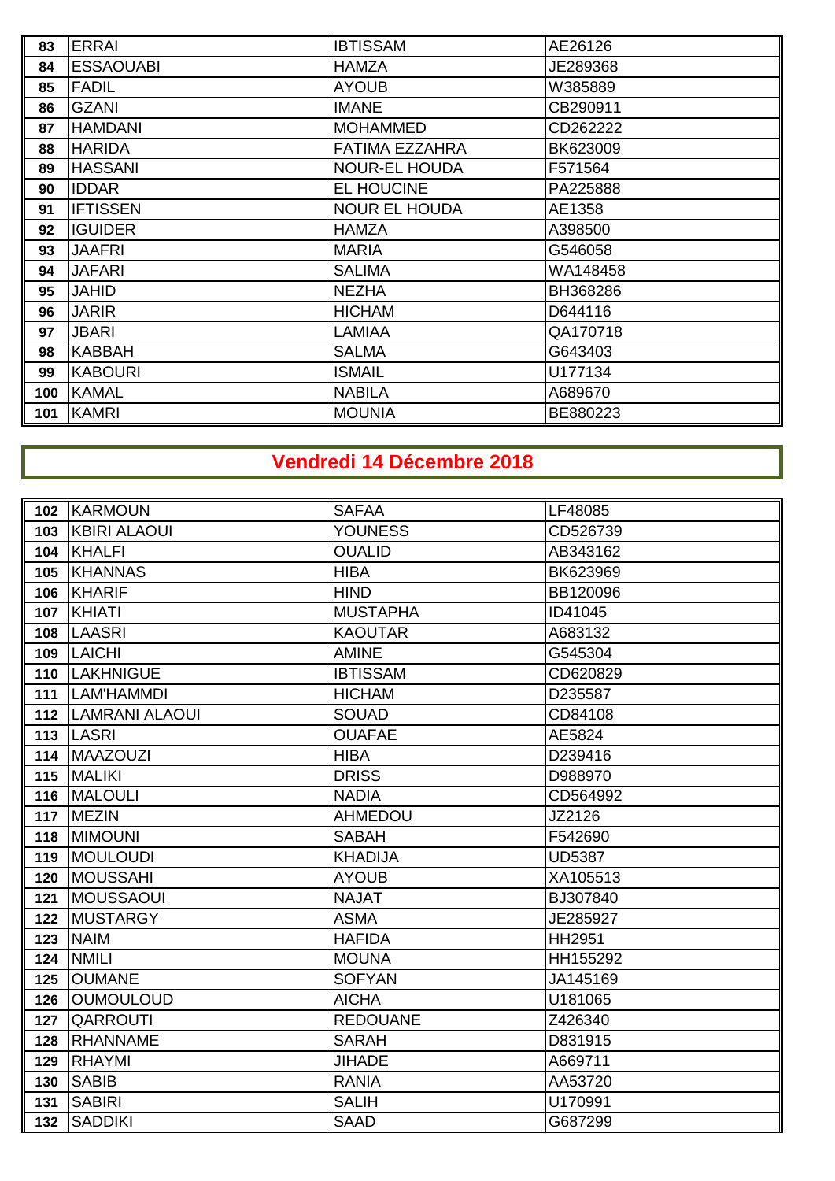| | | | |
|---|---|---|---|
| 83 | ERRAI | IBTISSAM | AE26126 |
| 84 | ESSAOUABI | HAMZA | JE289368 |
| 85 | FADIL | AYOUB | W385889 |
| 86 | GZANI | IMANE | CB290911 |
| 87 | HAMDANI | MOHAMMED | CD262222 |
| 88 | HARIDA | FATIMA EZZAHRA | BK623009 |
| 89 | HASSANI | NOUR-EL HOUDA | F571564 |
| 90 | IDDAR | EL HOUCINE | PA225888 |
| 91 | IFTISSEN | NOUR EL HOUDA | AE1358 |
| 92 | IGUIDER | HAMZA | A398500 |
| 93 | JAAFRI | MARIA | G546058 |
| 94 | JAFARI | SALIMA | WA148458 |
| 95 | JAHID | NEZHA | BH368286 |
| 96 | JARIR | HICHAM | D644116 |
| 97 | JBARI | LAMIAA | QA170718 |
| 98 | KABBAH | SALMA | G643403 |
| 99 | KABOURI | ISMAIL | U177134 |
| 100 | KAMAL | NABILA | A689670 |
| 101 | KAMRI | MOUNIA | BE880223 |

## Vendredi 14 Décembre 2018

| | | | |
|---|---|---|---|
| 102 | KARMOUN | SAFAA | LF48085 |
| 103 | KBIRI ALAOUI | YOUNESS | CD526739 |
| 104 | KHALFI | OUALID | AB343162 |
| 105 | KHANNAS | HIBA | BK623969 |
| 106 | KHARIF | HIND | BB120096 |
| 107 | KHIATI | MUSTAPHA | ID41045 |
| 108 | LAASRI | KAOUTAR | A683132 |
| 109 | LAICHI | AMINE | G545304 |
| 110 | LAKHNIGUE | IBTISSAM | CD620829 |
| 111 | LAM'HAMMDI | HICHAM | D235587 |
| 112 | LAMRANI ALAOUI | SOUAD | CD84108 |
| 113 | LASRI | OUAFAE | AE5824 |
| 114 | MAAZOUZI | HIBA | D239416 |
| 115 | MALIKI | DRISS | D988970 |
| 116 | MALOULI | NADIA | CD564992 |
| 117 | MEZIN | AHMEDOU | JZ2126 |
| 118 | MIMOUNI | SABAH | F542690 |
| 119 | MOULOUDI | KHADIJA | UD5387 |
| 120 | MOUSSAHI | AYOUB | XA105513 |
| 121 | MOUSSAOUI | NAJAT | BJ307840 |
| 122 | MUSTARGY | ASMA | JE285927 |
| 123 | NAIM | HAFIDA | HH2951 |
| 124 | NMILI | MOUNA | HH155292 |
| 125 | OUMANE | SOFYAN | JA145169 |
| 126 | OUMOULOUD | AICHA | U181065 |
| 127 | QARROUTI | REDOUANE | Z426340 |
| 128 | RHANNAME | SARAH | D831915 |
| 129 | RHAYMI | JIHADE | A669711 |
| 130 | SABIB | RANIA | AA53720 |
| 131 | SABIRI | SALIH | U170991 |
| 132 | SADDIKI | SAAD | G687299 |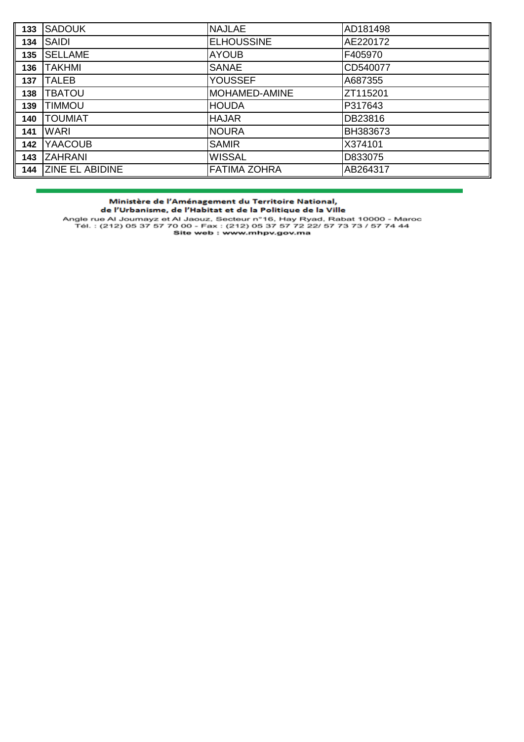| | | | |
|---|---|---|---|
| 133 | SADOUK | NAJLAE | AD181498 |
| 134 | SAIDI | ELHOUSSINE | AE220172 |
| 135 | SELLAME | AYOUB | F405970 |
| 136 | TAKHMI | SANAE | CD540077 |
| 137 | TALEB | YOUSSEF | A687355 |
| 138 | TBATOU | MOHAMED-AMINE | ZT115201 |
| 139 | TIMMOU | HOUDA | P317643 |
| 140 | TOUMIAT | HAJAR | DB23816 |
| 141 | WARI | NOURA | BH383673 |
| 142 | YAACOUB | SAMIR | X374101 |
| 143 | ZAHRANI | WISSAL | D833075 |
| 144 | ZINE EL ABIDINE | FATIMA ZOHRA | AB264317 |

**Ministère de l'Aménagement du Territoire National,**
**de l'Urbanisme, de l'Habitat et de la Politique de la Ville**

Angle rue Al Joumayz et Al Jaouz, Secteur n°16, Hay Ryad, Rabat 10000 - Maroc
Tél. : (212) 05 37 57 70 00 - Fax : (212) 05 37 57 72 22/ 57 73 73 / 57 74 44
**Site web : www.mhpv.gov.ma**